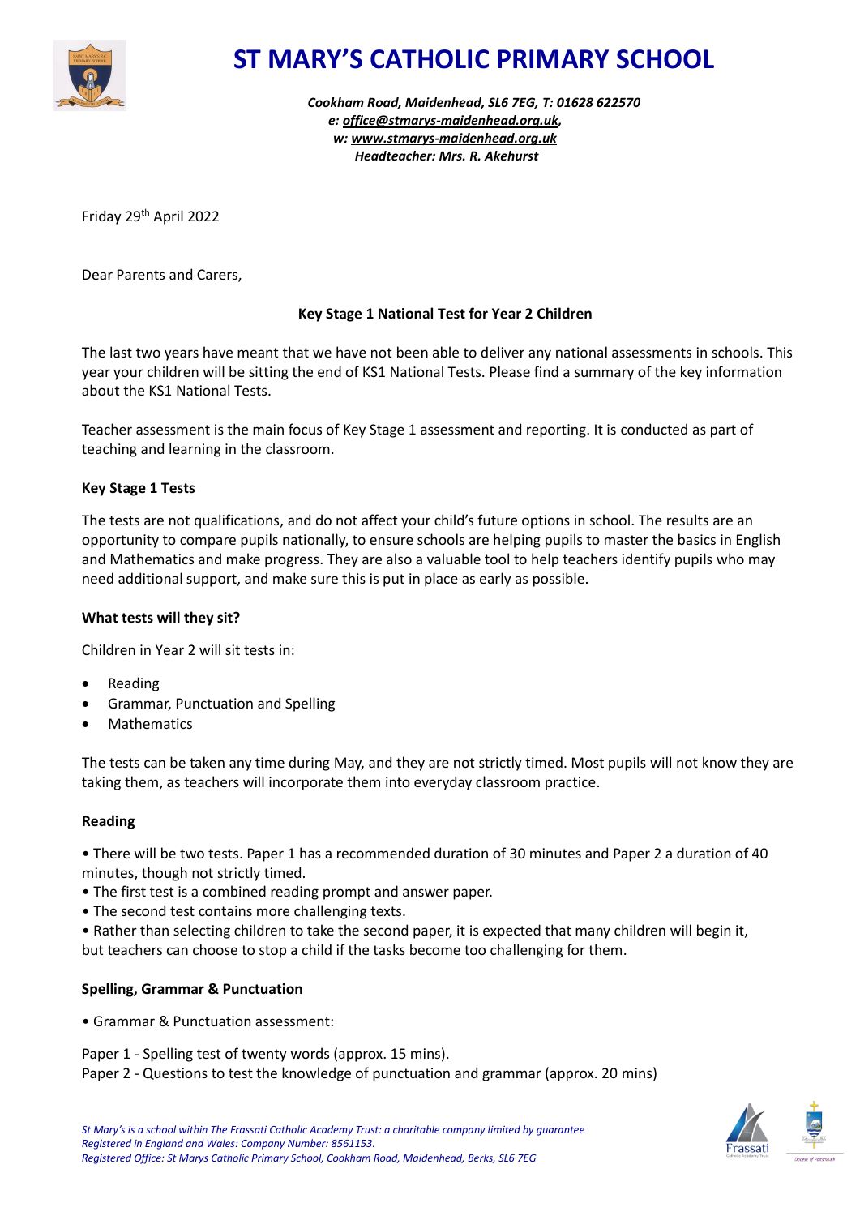# ST MARY'S CATHOLIC PRIMARY SCHOOL

*Cookham Road, Maidenhead, SL6 7EG, T: 01628 622570*
*e: office@stmarys-maidenhead.org.uk,*
*w: www.stmarys-maidenhead.org.uk*
*Headteacher: Mrs. R. Akehurst*

Friday 29th April 2022

Dear Parents and Carers,

**Key Stage 1 National Test for Year 2 Children**

The last two years have meant that we have not been able to deliver any national assessments in schools. This year your children will be sitting the end of KS1 National Tests. Please find a summary of the key information about the KS1 National Tests.

Teacher assessment is the main focus of Key Stage 1 assessment and reporting. It is conducted as part of teaching and learning in the classroom.

**Key Stage 1 Tests**

The tests are not qualifications, and do not affect your child's future options in school. The results are an opportunity to compare pupils nationally, to ensure schools are helping pupils to master the basics in English and Mathematics and make progress. They are also a valuable tool to help teachers identify pupils who may need additional support, and make sure this is put in place as early as possible.

**What tests will they sit?**

Children in Year 2 will sit tests in:

- Reading
- Grammar, Punctuation and Spelling
- Mathematics

The tests can be taken any time during May, and they are not strictly timed. Most pupils will not know they are taking them, as teachers will incorporate them into everyday classroom practice.

**Reading**

- There will be two tests. Paper 1 has a recommended duration of 30 minutes and Paper 2 a duration of 40 minutes, though not strictly timed.
- The first test is a combined reading prompt and answer paper.
- The second test contains more challenging texts.
- Rather than selecting children to take the second paper, it is expected that many children will begin it, but teachers can choose to stop a child if the tasks become too challenging for them.

**Spelling, Grammar & Punctuation**

- Grammar & Punctuation assessment:

Paper 1 - Spelling test of twenty words (approx. 15 mins).
Paper 2 - Questions to test the knowledge of punctuation and grammar (approx. 20 mins)

*St Mary's is a school within The Frassati Catholic Academy Trust: a charitable company limited by guarantee*
*Registered in England and Wales: Company Number: 8561153.*
*Registered Office: St Marys Catholic Primary School, Cookham Road, Maidenhead, Berks, SL6 7EG*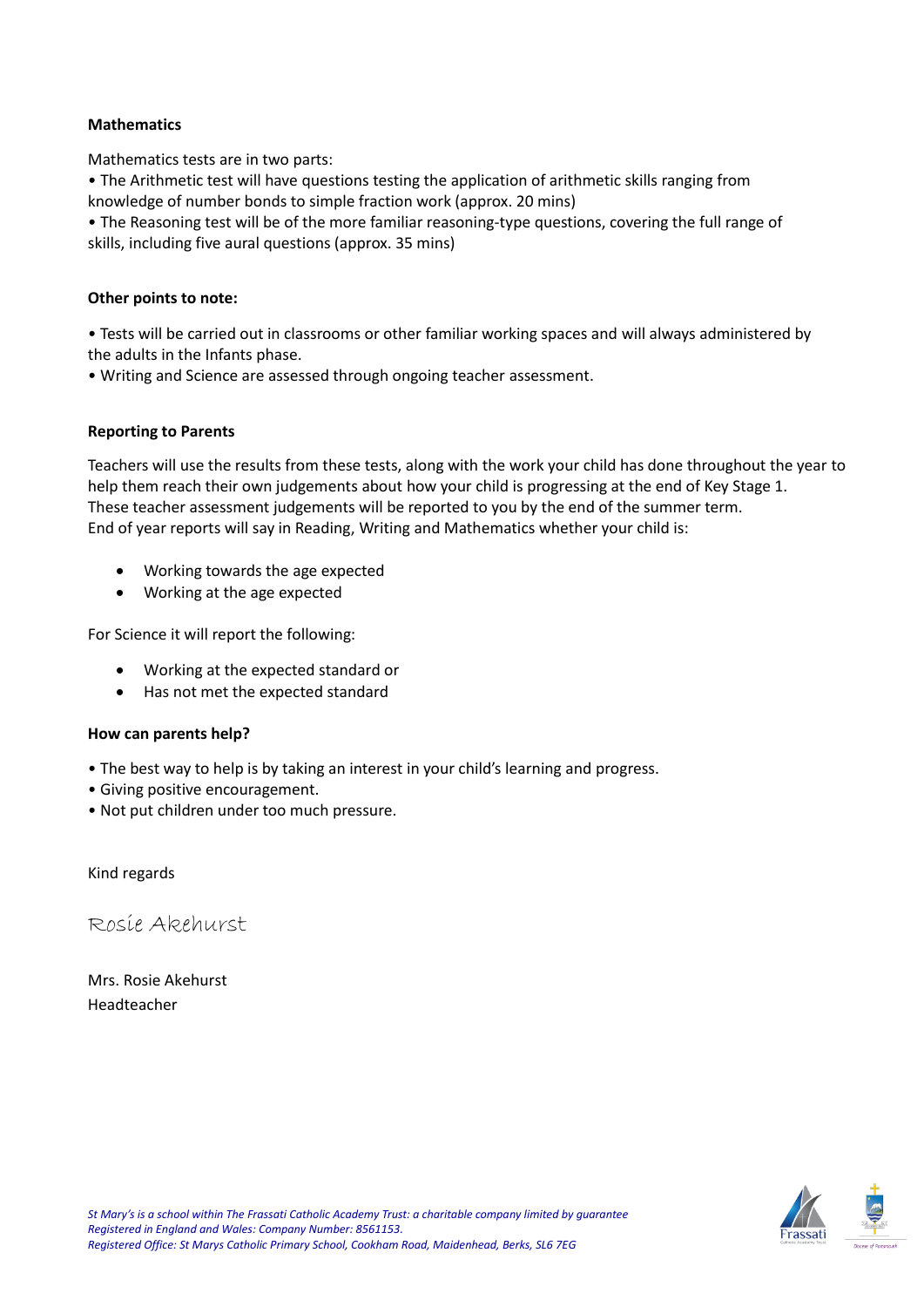**Mathematics**

Mathematics tests are in two parts:

• The Arithmetic test will have questions testing the application of arithmetic skills ranging from knowledge of number bonds to simple fraction work (approx. 20 mins)

• The Reasoning test will be of the more familiar reasoning-type questions, covering the full range of skills, including five aural questions (approx. 35 mins)

**Other points to note:**

• Tests will be carried out in classrooms or other familiar working spaces and will always administered by the adults in the Infants phase.

• Writing and Science are assessed through ongoing teacher assessment.

**Reporting to Parents**

Teachers will use the results from these tests, along with the work your child has done throughout the year to help them reach their own judgements about how your child is progressing at the end of Key Stage 1. These teacher assessment judgements will be reported to you by the end of the summer term. End of year reports will say in Reading, Writing and Mathematics whether your child is:

- Working towards the age expected
- Working at the age expected

For Science it will report the following:

- Working at the expected standard or
- Has not met the expected standard

**How can parents help?**

• The best way to help is by taking an interest in your child's learning and progress.

• Giving positive encouragement.

• Not put children under too much pressure.

Kind regards

Rosie Akehurst

Mrs. Rosie Akehurst
Headteacher

*St Mary's is a school within The Frassati Catholic Academy Trust: a charitable company limited by guarantee*
*Registered in England and Wales: Company Number: 8561153.*
*Registered Office: St Marys Catholic Primary School, Cookham Road, Maidenhead, Berks, SL6 7EG*